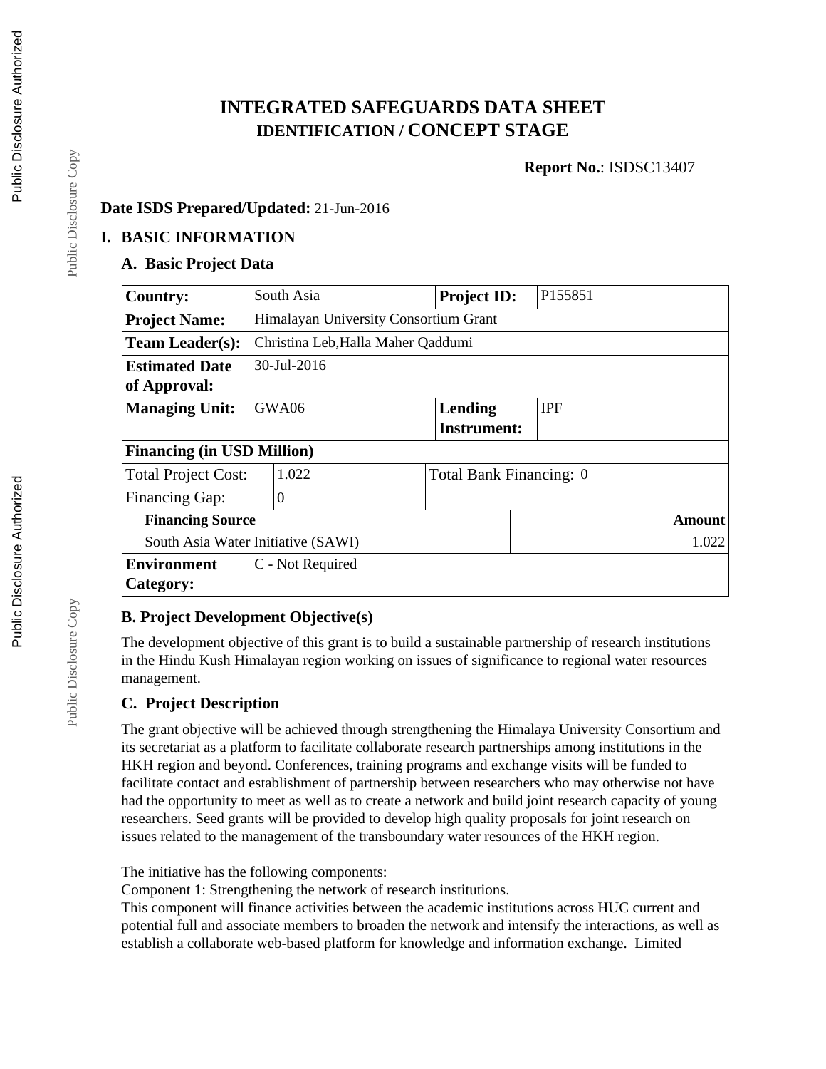# INTEGRATED SAFEGUARDS DATA SHEET
## IDENTIFICATION / CONCEPT STAGE

**Report No.**: ISDSC13407

**Date ISDS Prepared/Updated:** 21-Jun-2016

## I. BASIC INFORMATION

### A. Basic Project Data

| | | | |
|---|---|---|---|
| **Country:** | South Asia | **Project ID:** | P155851 |
| **Project Name:** | Himalayan University Consortium Grant | | |
| **Team Leader(s):** | Christina Leb,Halla Maher Qaddumi | | |
| **Estimated Date of Approval:** | 30-Jul-2016 | | |
| **Managing Unit:** | GWA06 | **Lending Instrument:** | IPF |
| **Financing (in USD Million)** | | | |
| Total Project Cost: | 1.022 | Total Bank Financing: | 0 |
| Financing Gap: | 0 | | |
| **Financing Source** | | | **Amount** |
| South Asia Water Initiative (SAWI) | | | 1.022 |
| **Environment Category:** | C - Not Required | | |

### B. Project Development Objective(s)

The development objective of this grant is to build a sustainable partnership of research institutions in the Hindu Kush Himalayan region working on issues of significance to regional water resources management.

### C. Project Description

The grant objective will be achieved through strengthening the Himalaya University Consortium and its secretariat as a platform to facilitate collaborate research partnerships among institutions in the HKH region and beyond. Conferences, training programs and exchange visits will be funded to facilitate contact and establishment of partnership between researchers who may otherwise not have had the opportunity to meet as well as to create a network and build joint research capacity of young researchers. Seed grants will be provided to develop high quality proposals for joint research on issues related to the management of the transboundary water resources of the HKH region.

The initiative has the following components:
Component 1: Strengthening the network of research institutions.
This component will finance activities between the academic institutions across HUC current and potential full and associate members to broaden the network and intensify the interactions, as well as establish a collaborate web-based platform for knowledge and information exchange. Limited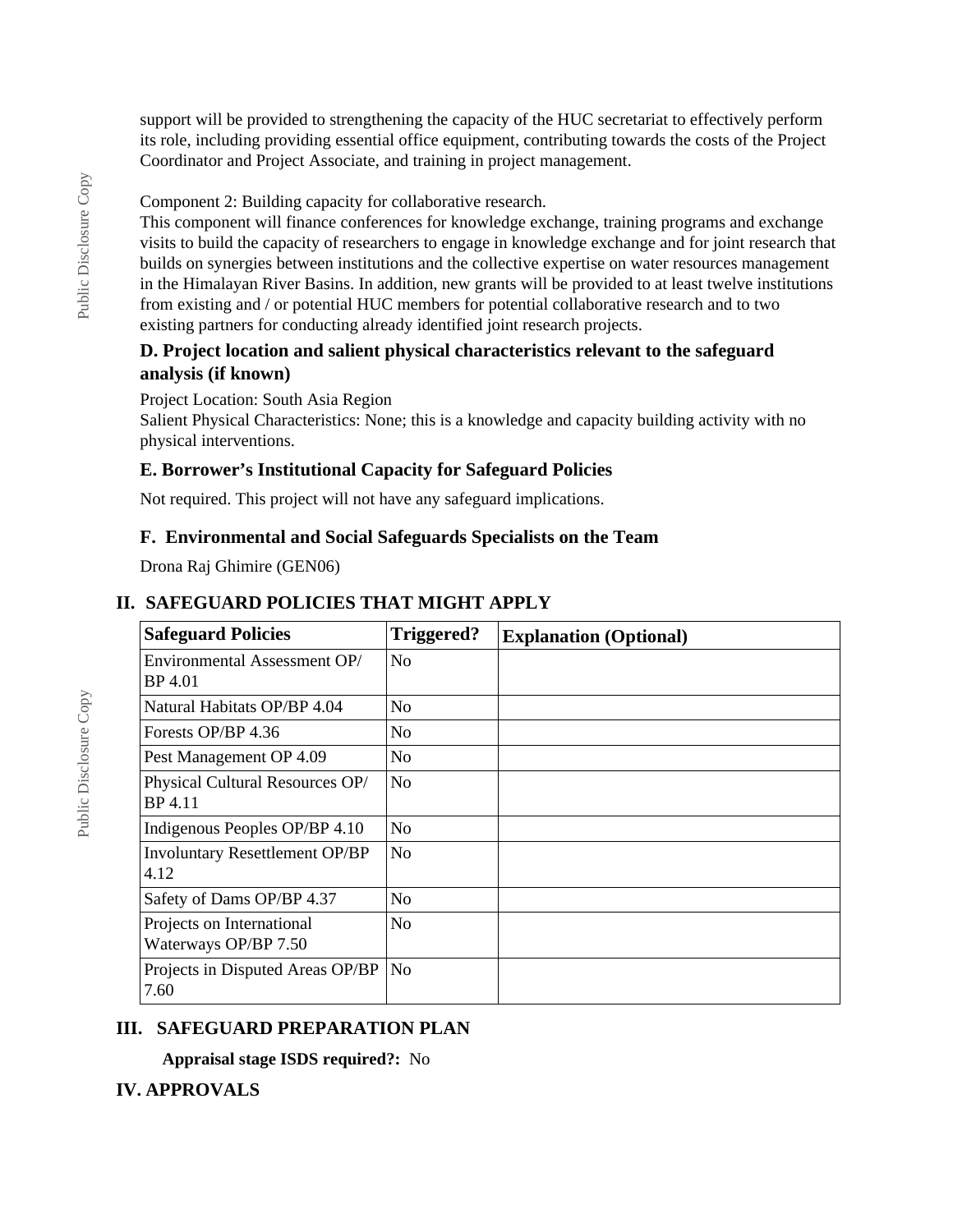support will be provided to strengthening the capacity of the HUC secretariat to effectively perform its role, including providing essential office equipment, contributing towards the costs of the Project Coordinator and Project Associate, and training in project management.

Component 2: Building capacity for collaborative research.
This component will finance conferences for knowledge exchange, training programs and exchange visits to build the capacity of researchers to engage in knowledge exchange and for joint research that builds on synergies between institutions and the collective expertise on water resources management in the Himalayan River Basins. In addition, new grants will be provided to at least twelve institutions from existing and / or potential HUC members for potential collaborative research and to two existing partners for conducting already identified joint research projects.

### D. Project location and salient physical characteristics relevant to the safeguard analysis (if known)

Project Location: South Asia Region
Salient Physical Characteristics: None; this is a knowledge and capacity building activity with no physical interventions.

### E. Borrower's Institutional Capacity for Safeguard Policies

Not required. This project will not have any safeguard implications.

### F. Environmental and Social Safeguards Specialists on the Team

Drona Raj Ghimire (GEN06)

## II. SAFEGUARD POLICIES THAT MIGHT APPLY

| Safeguard Policies | Triggered? | Explanation (Optional) |
|---|---|---|
| Environmental Assessment OP/ BP 4.01 | No | |
| Natural Habitats OP/BP 4.04 | No | |
| Forests OP/BP 4.36 | No | |
| Pest Management OP 4.09 | No | |
| Physical Cultural Resources OP/ BP 4.11 | No | |
| Indigenous Peoples OP/BP 4.10 | No | |
| Involuntary Resettlement OP/BP 4.12 | No | |
| Safety of Dams OP/BP 4.37 | No | |
| Projects on International Waterways OP/BP 7.50 | No | |
| Projects in Disputed Areas OP/BP 7.60 | No | |

## III. SAFEGUARD PREPARATION PLAN

**Appraisal stage ISDS required?:** No

## IV. APPROVALS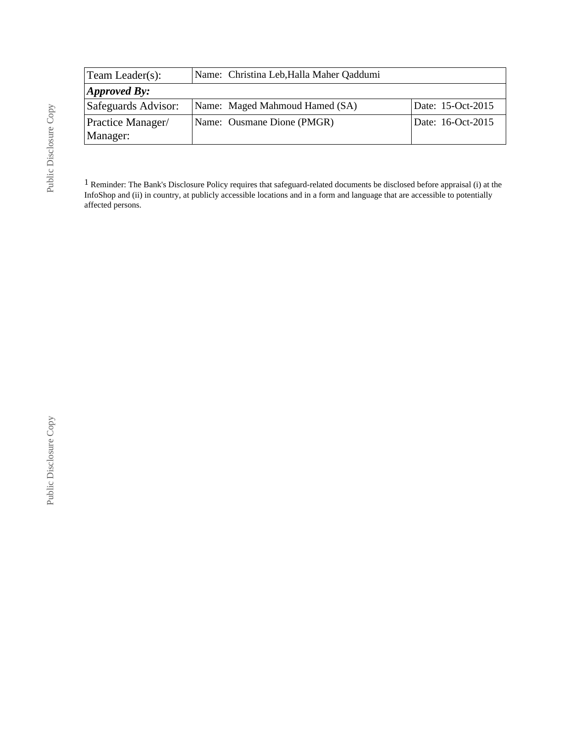| | | |
|---|---|---|
| Team Leader(s): | Name: Christina Leb,Halla Maher Qaddumi | |
| ***Approved By:*** | | |
| Safeguards Advisor: | Name: Maged Mahmoud Hamed (SA) | Date: 15-Oct-2015 |
| Practice Manager/ Manager: | Name: Ousmane Dione (PMGR) | Date: 16-Oct-2015 |

[1] Reminder: The Bank's Disclosure Policy requires that safeguard-related documents be disclosed before appraisal (i) at the InfoShop and (ii) in country, at publicly accessible locations and in a form and language that are accessible to potentially affected persons.